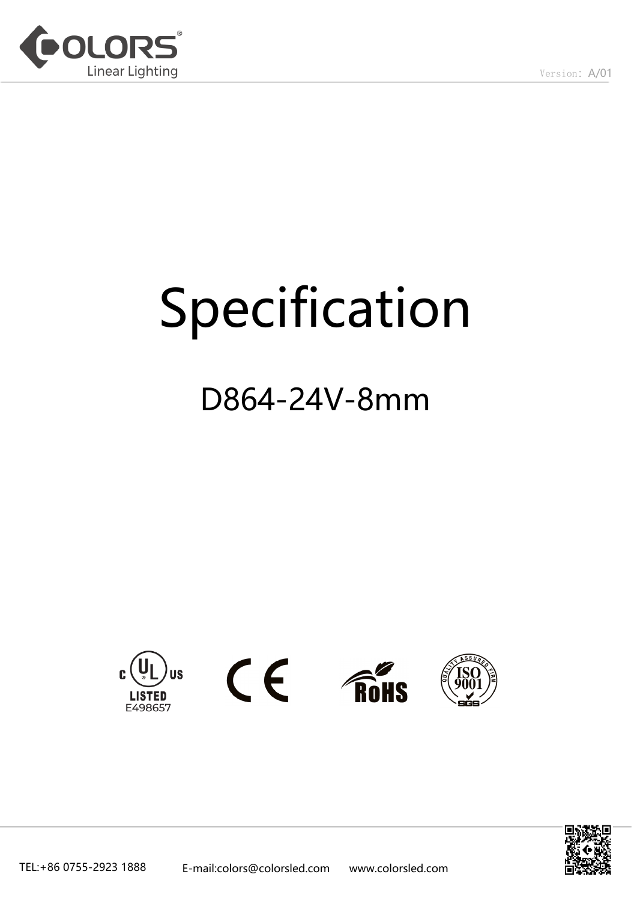Version: A/01

# Specification

## D864-24V-8mm

LISTED E498657

TEL:+86 0755-2923 1888 E-mail:colors@colorsled.com www.colorsled.com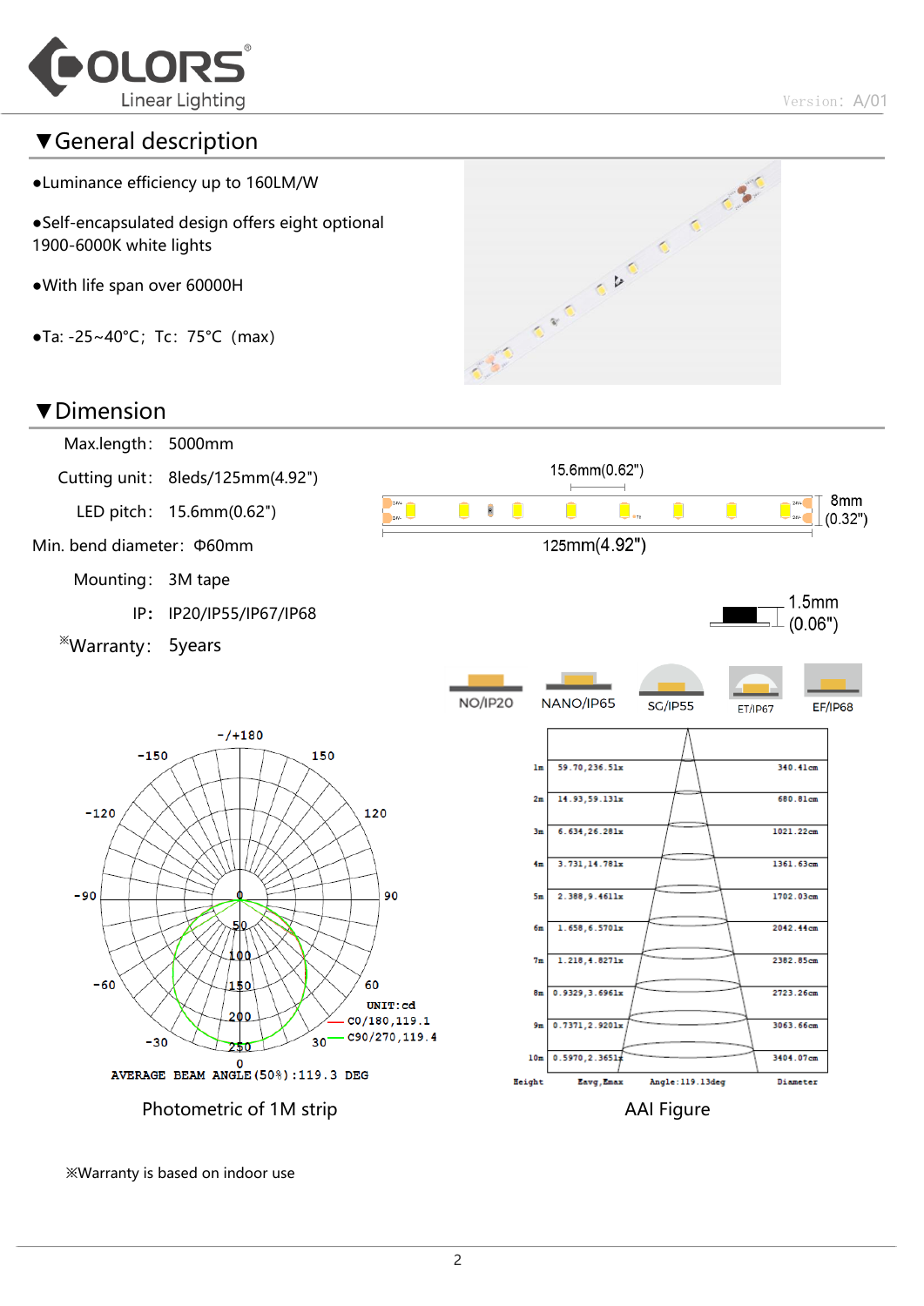## ▼General description

- Luminance efficiency up to 160LM/W
- Self-encapsulated design offers eight optional 1900-6000K white lights
- With life span over 60000H
- Ta: -25~40°C; Tc: 75°C (max)

## ▼Dimension

| | |
|---|---|
| Max.length: | 5000mm |
| Cutting unit: | 8leds/125mm(4.92") |
| LED pitch: | 15.6mm(0.62") |
| Min. bend diameter: | Φ60mm |
| Mounting: | 3M tape |
| IP: | IP20/IP55/IP67/IP68 |
| ※Warranty: | 5years |

15.6mm(0.62")

125mm(4.92")

8mm (0.32")

1.5mm (0.06")

NO/IP20　NANO/IP65　SC/IP55　ET/IP67　EF/IP68

UNIT:cd

C0/180,119.1

C90/270,119.4

AVERAGE BEAM ANGLE(50%):119.3 DEG

Photometric of 1M strip

| Height | Eavg,Emax | Diameter |
|---|---|---|
| 1m | 59.70,236.51lx | 340.41cm |
| 2m | 14.93,59.13lx | 680.81cm |
| 3m | 6.634,26.28lx | 1021.22cm |
| 4m | 3.731,14.78lx | 1361.63cm |
| 5m | 2.388,9.461lx | 1702.03cm |
| 6m | 1.658,6.570lx | 2042.44cm |
| 7m | 1.218,4.827lx | 2382.85cm |
| 8m | 0.9329,3.696lx | 2723.26cm |
| 9m | 0.7371,2.920lx | 3063.66cm |
| 10m | 0.5970,2.365lx | 3404.07cm |

Angle:119.13deg

AAI Figure

※Warranty is based on indoor use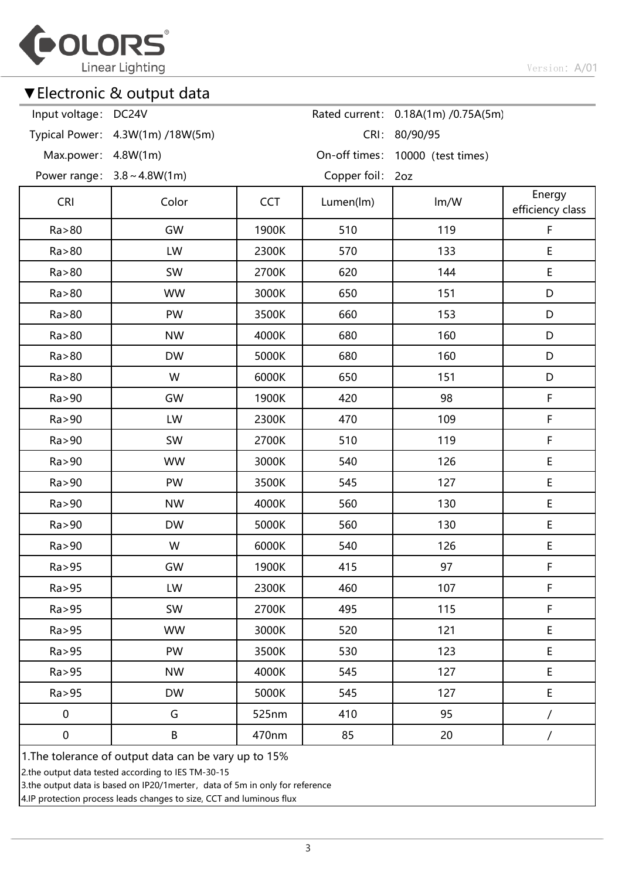## ▼Electronic & output data

| | | | |
|---|---|---|---|
| Input voltage: | DC24V | Rated current: | 0.18A(1m) /0.75A(5m) |
| Typical Power: | 4.3W(1m) /18W(5m) | CRI: | 80/90/95 |
| Max.power: | 4.8W(1m) | On-off times: | 10000（test times） |
| Power range: | 3.8～4.8W(1m) | Copper foil: | 2oz |

| CRI | Color | CCT | Lumen(lm) | lm/W | Energy efficiency class |
|---|---|---|---|---|---|
| Ra>80 | GW | 1900K | 510 | 119 | F |
| Ra>80 | LW | 2300K | 570 | 133 | E |
| Ra>80 | SW | 2700K | 620 | 144 | E |
| Ra>80 | WW | 3000K | 650 | 151 | D |
| Ra>80 | PW | 3500K | 660 | 153 | D |
| Ra>80 | NW | 4000K | 680 | 160 | D |
| Ra>80 | DW | 5000K | 680 | 160 | D |
| Ra>80 | W | 6000K | 650 | 151 | D |
| Ra>90 | GW | 1900K | 420 | 98 | F |
| Ra>90 | LW | 2300K | 470 | 109 | F |
| Ra>90 | SW | 2700K | 510 | 119 | F |
| Ra>90 | WW | 3000K | 540 | 126 | E |
| Ra>90 | PW | 3500K | 545 | 127 | E |
| Ra>90 | NW | 4000K | 560 | 130 | E |
| Ra>90 | DW | 5000K | 560 | 130 | E |
| Ra>90 | W | 6000K | 540 | 126 | E |
| Ra>95 | GW | 1900K | 415 | 97 | F |
| Ra>95 | LW | 2300K | 460 | 107 | F |
| Ra>95 | SW | 2700K | 495 | 115 | F |
| Ra>95 | WW | 3000K | 520 | 121 | E |
| Ra>95 | PW | 3500K | 530 | 123 | E |
| Ra>95 | NW | 4000K | 545 | 127 | E |
| Ra>95 | DW | 5000K | 545 | 127 | E |
| 0 | G | 525nm | 410 | 95 | / |
| 0 | B | 470nm | 85 | 20 | / |

1.The tolerance of output data can be vary up to 15%

2.the output data tested according to IES TM-30-15

3.the output data is based on IP20/1merter，data of 5m in only for reference

4.IP protection process leads changes to size, CCT and luminous flux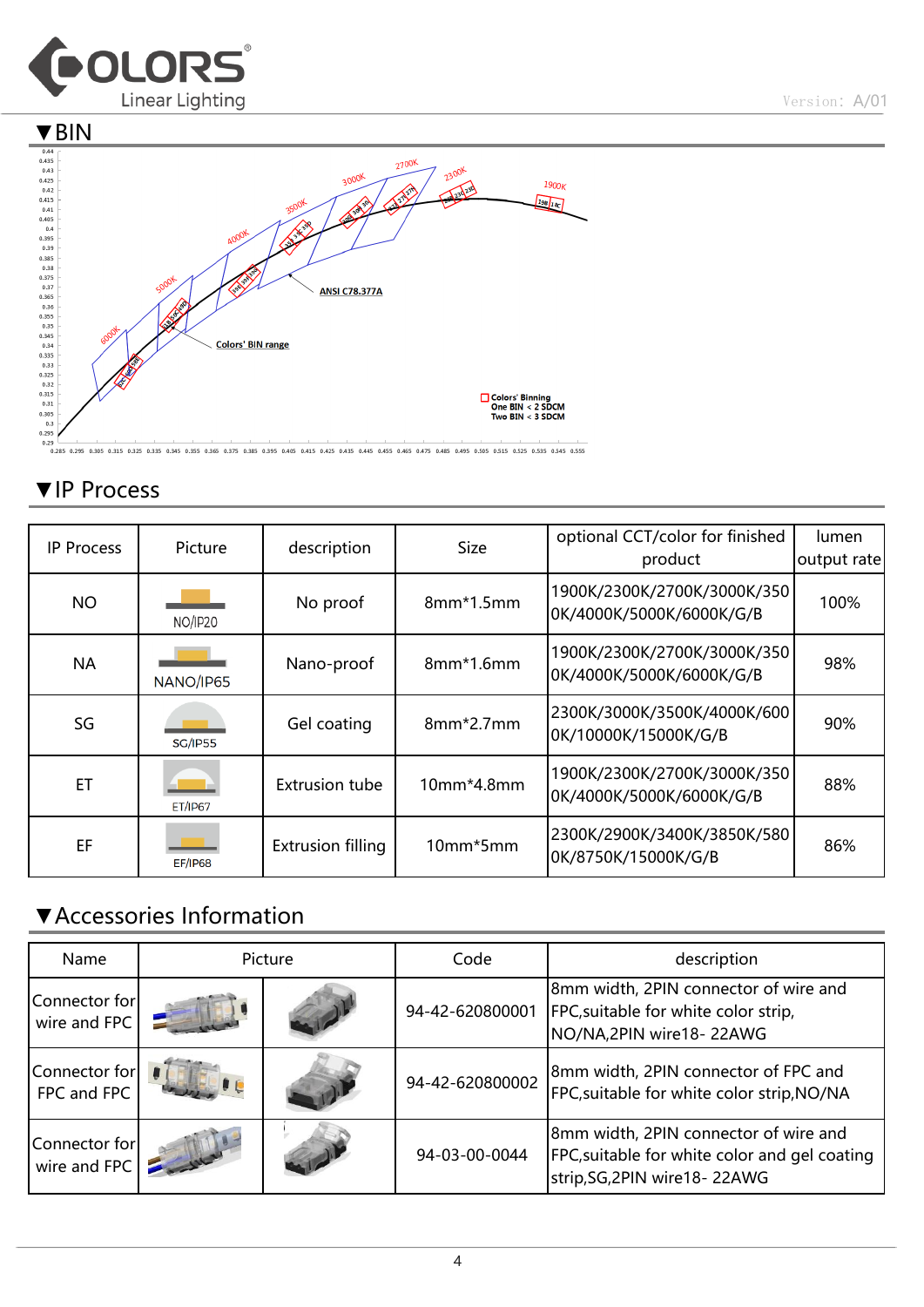## ▼BIN

ANSI C78.377A

Colors' BIN range

Colors' Binning
One BIN < 2 SDCM
Two BIN < 3 SDCM

## ▼IP Process

| IP Process | Picture | description | Size | optional CCT/color for finished product | lumen output rate |
|---|---|---|---|---|---|
| NO | NO/IP20 | No proof | 8mm*1.5mm | 1900K/2300K/2700K/3000K/3500K/4000K/5000K/6000K/G/B | 100% |
| NA | NANO/IP65 | Nano-proof | 8mm*1.6mm | 1900K/2300K/2700K/3000K/3500K/4000K/5000K/6000K/G/B | 98% |
| SG | SG/IP55 | Gel coating | 8mm*2.7mm | 2300K/3000K/3500K/4000K/6000K/10000K/15000K/G/B | 90% |
| ET | ET/IP67 | Extrusion tube | 10mm*4.8mm | 1900K/2300K/2700K/3000K/3500K/4000K/5000K/6000K/G/B | 88% |
| EF | EF/IP68 | Extrusion filling | 10mm*5mm | 2300K/2900K/3400K/3850K/5800K/8750K/15000K/G/B | 86% |

## ▼Accessories Information

| Name | Picture | | Code | description |
|---|---|---|---|---|
| Connector for wire and FPC | | | 94-42-620800001 | 8mm width, 2PIN connector of wire and FPC,suitable for white color strip, NO/NA,2PIN wire18- 22AWG |
| Connector for FPC and FPC | | | 94-42-620800002 | 8mm width, 2PIN connector of FPC and FPC,suitable for white color strip,NO/NA |
| Connector for wire and FPC | | | 94-03-00-0044 | 8mm width, 2PIN connector of wire and FPC,suitable for white color and gel coating strip,SG,2PIN wire18- 22AWG |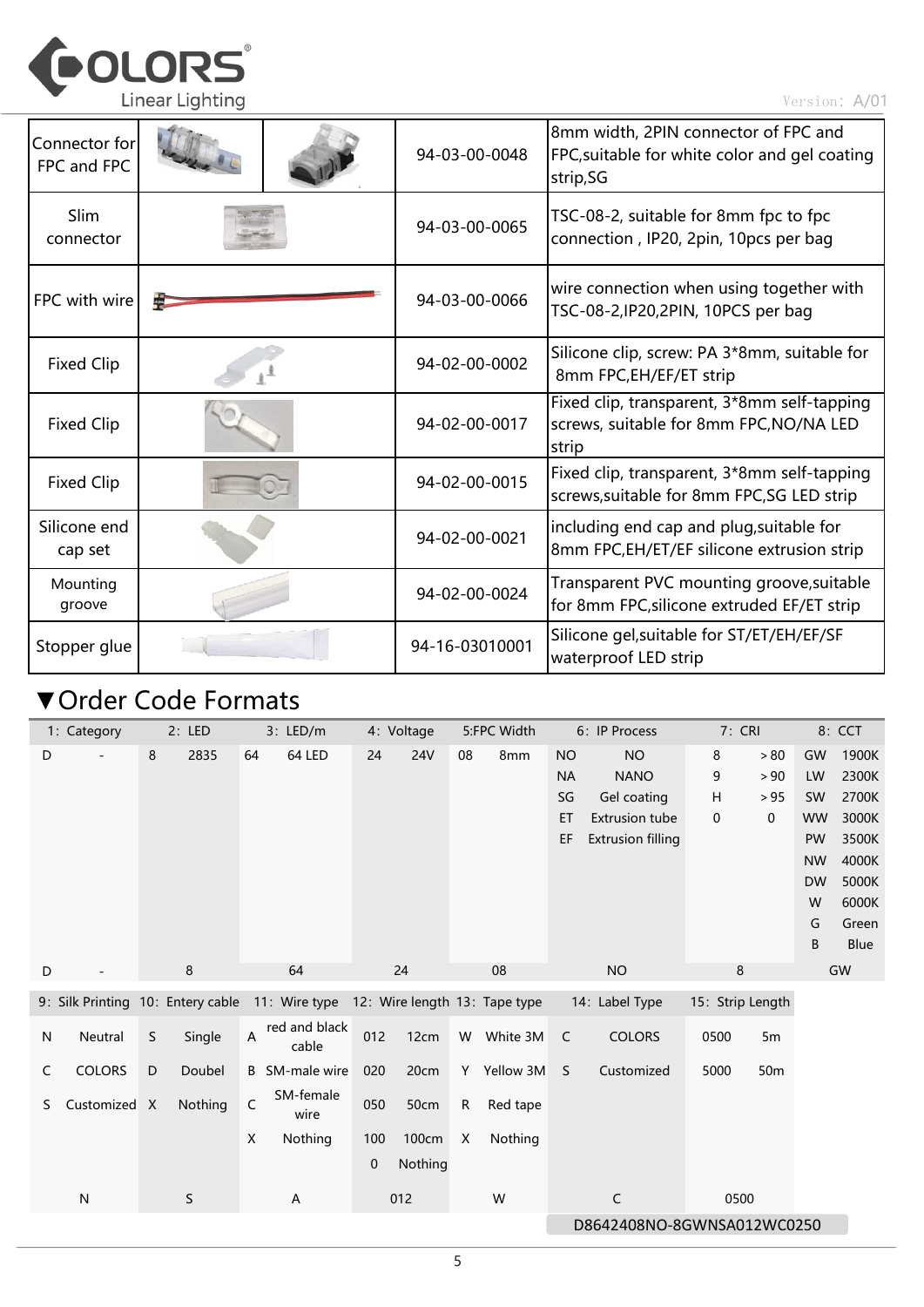| Connector for FPC and FPC | | | 94-03-00-0048 | 8mm width, 2PIN connector of FPC and FPC,suitable for white color and gel coating strip,SG |
|---|---|---|---|---|
| Slim connector | | | 94-03-00-0065 | TSC-08-2, suitable for 8mm fpc to fpc connection , IP20, 2pin, 10pcs per bag |
| FPC with wire | | | 94-03-00-0066 | wire connection when using together with TSC-08-2,IP20,2PIN, 10PCS per bag |
| Fixed Clip | | | 94-02-00-0002 | Silicone clip, screw: PA 3*8mm, suitable for 8mm FPC,EH/EF/ET strip |
| Fixed Clip | | | 94-02-00-0017 | Fixed clip, transparent, 3*8mm self-tapping screws, suitable for 8mm FPC,NO/NA LED strip |
| Fixed Clip | | | 94-02-00-0015 | Fixed clip, transparent, 3*8mm self-tapping screws,suitable for 8mm FPC,SG LED strip |
| Silicone end cap set | | | 94-02-00-0021 | including end cap and plug,suitable for 8mm FPC,EH/ET/EF silicone extrusion strip |
| Mounting groove | | | 94-02-00-0024 | Transparent PVC mounting groove,suitable for 8mm FPC,silicone extruded EF/ET strip |
| Stopper glue | | | 94-16-03010001 | Silicone gel,suitable for ST/ET/EH/EF/SF waterproof LED strip |

## ▼Order Code Formats

| 1: Category | | 2: LED | | 3: LED/m | | 4: Voltage | | 5:FPC Width | | 6: IP Process | | 7: CRI | | 8: CCT | |
|---|---|---|---|---|---|---|---|---|---|---|---|---|---|---|---|
| D | - | 8 | 2835 | 64 | 64 LED | 24 | 24V | 08 | 8mm | NO | NO | 8 | >80 | GW | 1900K |
| | | | | | | | | | | NA | NANO | 9 | >90 | LW | 2300K |
| | | | | | | | | | | SG | Gel coating | H | >95 | SW | 2700K |
| | | | | | | | | | | ET | Extrusion tube | 0 | 0 | WW | 3000K |
| | | | | | | | | | | EF | Extrusion filling | | | PW | 3500K |
| | | | | | | | | | | | | | | NW | 4000K |
| | | | | | | | | | | | | | | DW | 5000K |
| | | | | | | | | | | | | | | W | 6000K |
| | | | | | | | | | | | | | | G | Green |
| | | | | | | | | | | | | | | B | Blue |
| D | - | 8 | | 64 | | 24 | | 08 | | NO | | 8 | | GW | |

| 9: Silk Printing | | 10: Entery cable | | 11: Wire type | | 12: Wire length | | 13: Tape type | | 14: Label Type | | 15: Strip Length | |
|---|---|---|---|---|---|---|---|---|---|---|---|---|---|
| N | Neutral | S | Single | A | red and black cable | 012 | 12cm | W | White 3M | C | COLORS | 0500 | 5m |
| C | COLORS | D | Doubel | B | SM-male wire | 020 | 20cm | Y | Yellow 3M | S | Customized | 5000 | 50m |
| S | Customized | X | Nothing | C | SM-female wire | 050 | 50cm | R | Red tape | | | | |
| | | | | X | Nothing | 100 | 100cm | X | Nothing | | | | |
| | | | | | | 0 | Nothing | | | | | | |
| N | | S | | A | | 012 | | W | | C | | 0500 | |

D8642408NO-8GWNSA012WC0250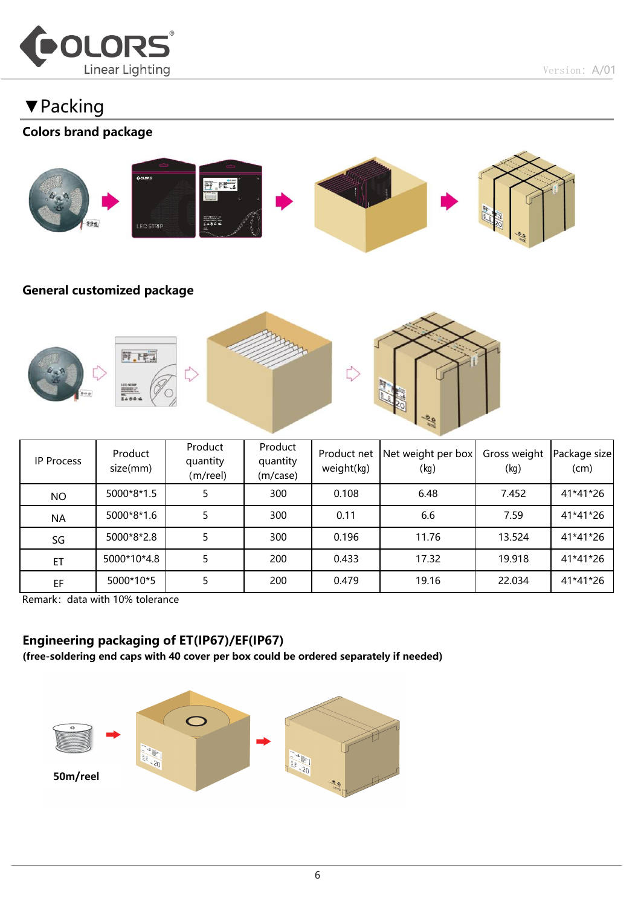# ▼Packing

### Colors brand package

### General customized package

| IP Process | Product size(mm) | Product quantity (m/reel) | Product quantity (m/case) | Product net weight(kg) | Net weight per box (kg) | Gross weight (kg) | Package size (cm) |
|---|---|---|---|---|---|---|---|
| NO | 5000*8*1.5 | 5 | 300 | 0.108 | 6.48 | 7.452 | 41*41*26 |
| NA | 5000*8*1.6 | 5 | 300 | 0.11 | 6.6 | 7.59 | 41*41*26 |
| SG | 5000*8*2.8 | 5 | 300 | 0.196 | 11.76 | 13.524 | 41*41*26 |
| ET | 5000*10*4.8 | 5 | 200 | 0.433 | 17.32 | 19.918 | 41*41*26 |
| EF | 5000*10*5 | 5 | 200 | 0.479 | 19.16 | 22.034 | 41*41*26 |

Remark：data with 10% tolerance

### Engineering packaging of ET(IP67)/EF(IP67)

**(free-soldering end caps with 40 cover per box could be ordered separately if needed)**

**50m/reel**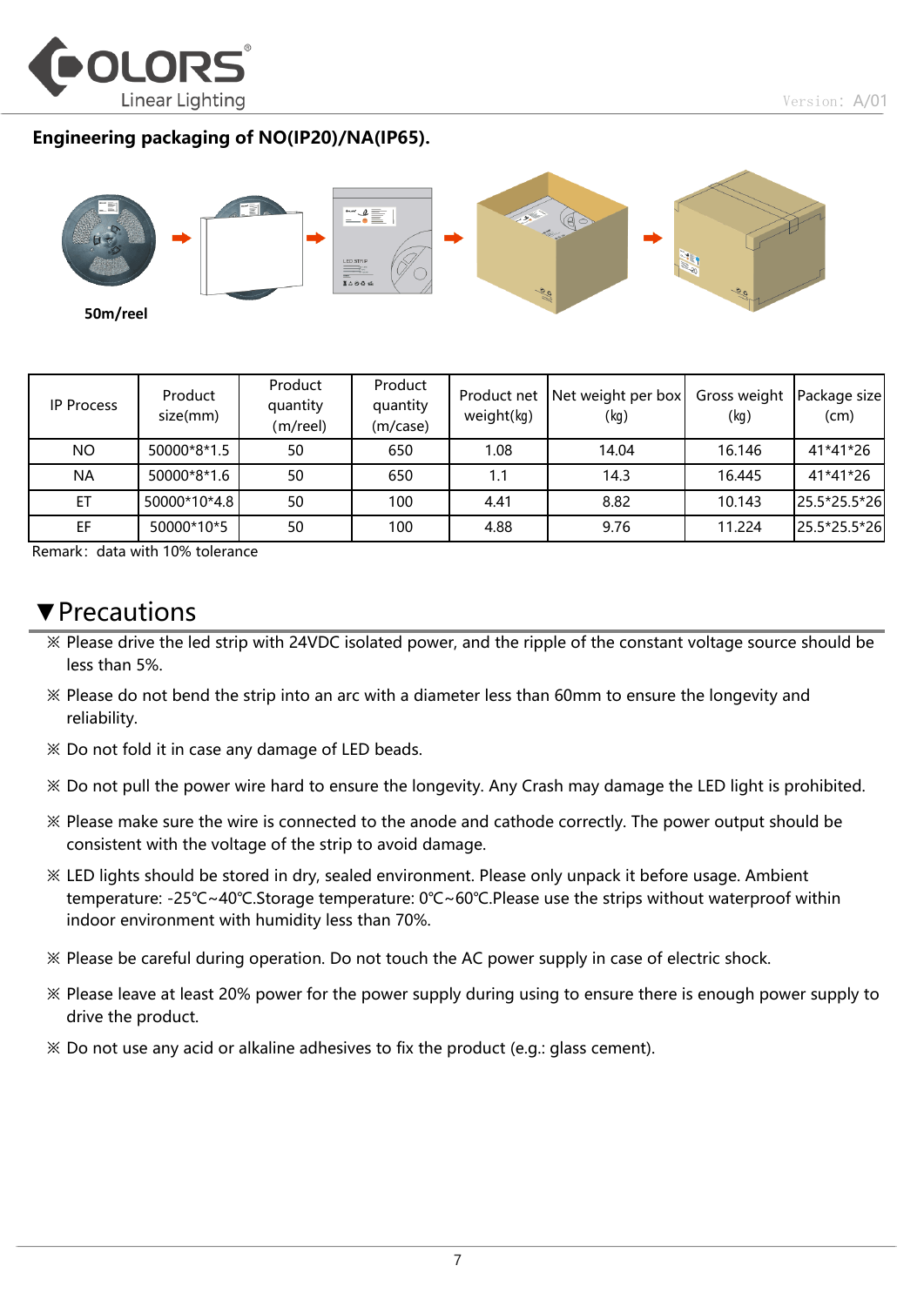**Engineering packaging of NO(IP20)/NA(IP65).**

50m/reel

| IP Process | Product size(mm) | Product quantity (m/reel) | Product quantity (m/case) | Product net weight(kg) | Net weight per box (kg) | Gross weight (kg) | Package size (cm) |
|---|---|---|---|---|---|---|---|
| NO | 50000*8*1.5 | 50 | 650 | 1.08 | 14.04 | 16.146 | 41*41*26 |
| NA | 50000*8*1.6 | 50 | 650 | 1.1 | 14.3 | 16.445 | 41*41*26 |
| ET | 50000*10*4.8 | 50 | 100 | 4.41 | 8.82 | 10.143 | 25.5*25.5*26 |
| EF | 50000*10*5 | 50 | 100 | 4.88 | 9.76 | 11.224 | 25.5*25.5*26 |

Remark：data with 10% tolerance

## ▼Precautions

※ Please drive the led strip with 24VDC isolated power, and the ripple of the constant voltage source should be less than 5%.

※ Please do not bend the strip into an arc with a diameter less than 60mm to ensure the longevity and reliability.

※ Do not fold it in case any damage of LED beads.

※ Do not pull the power wire hard to ensure the longevity. Any Crash may damage the LED light is prohibited.

※ Please make sure the wire is connected to the anode and cathode correctly. The power output should be consistent with the voltage of the strip to avoid damage.

※ LED lights should be stored in dry, sealed environment. Please only unpack it before usage. Ambient temperature: -25℃~40℃.Storage temperature: 0℃~60℃.Please use the strips without waterproof within indoor environment with humidity less than 70%.

※ Please be careful during operation. Do not touch the AC power supply in case of electric shock.

※ Please leave at least 20% power for the power supply during using to ensure there is enough power supply to drive the product.

※ Do not use any acid or alkaline adhesives to fix the product (e.g.: glass cement).